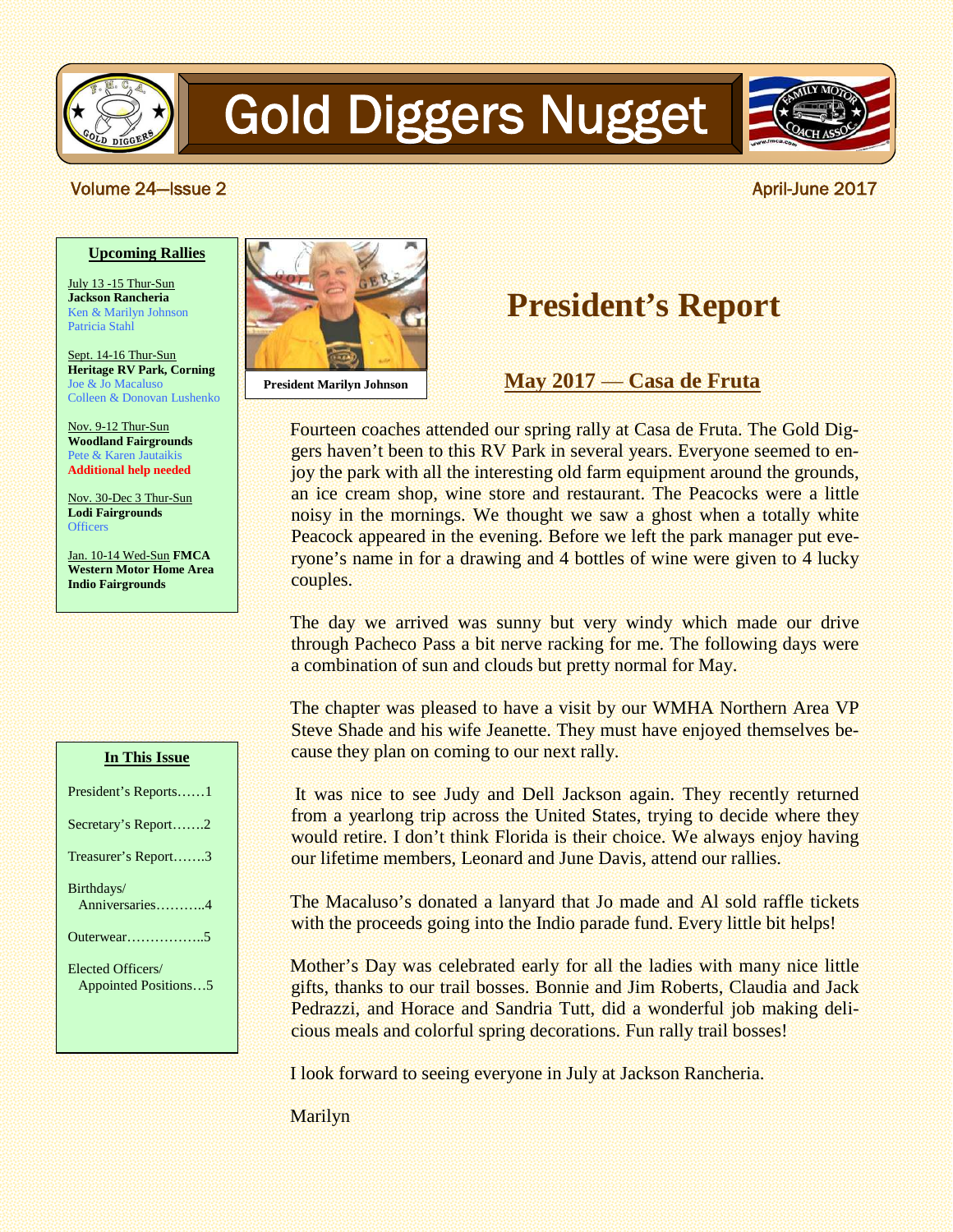# Gold Diggers Nugget

Volume 24—Issue 2

April-June 2017

**Upcoming Rallies**

July 13 -15 Thur-Sun
**Jackson Rancheria**
Ken & Marilyn Johnson
Patricia Stahl

Sept. 14-16 Thur-Sun
**Heritage RV Park, Corning**
Joe & Jo Macaluso
Colleen & Donovan Lushenko

Nov. 9-12 Thur-Sun
**Woodland Fairgrounds**
Pete & Karen Jautaikis
**Additional help needed**

Nov. 30-Dec 3 Thur-Sun
**Lodi Fairgrounds**
Officers

Jan. 10-14 Wed-Sun **FMCA Western Motor Home Area Indio Fairgrounds**

**In This Issue**

President's Reports……1

Secretary's Report…….2

Treasurer's Report…….3

Birthdays/ Anniversaries………..4

Outerwear……………..5

Elected Officers/ Appointed Positions…5

**President Marilyn Johnson**

# President's Report

## May 2017 — Casa de Fruta

Fourteen coaches attended our spring rally at Casa de Fruta. The Gold Diggers haven't been to this RV Park in several years. Everyone seemed to enjoy the park with all the interesting old farm equipment around the grounds, an ice cream shop, wine store and restaurant. The Peacocks were a little noisy in the mornings. We thought we saw a ghost when a totally white Peacock appeared in the evening. Before we left the park manager put everyone's name in for a drawing and 4 bottles of wine were given to 4 lucky couples.

The day we arrived was sunny but very windy which made our drive through Pacheco Pass a bit nerve racking for me. The following days were a combination of sun and clouds but pretty normal for May.

The chapter was pleased to have a visit by our WMHA Northern Area VP Steve Shade and his wife Jeanette. They must have enjoyed themselves because they plan on coming to our next rally.

It was nice to see Judy and Dell Jackson again. They recently returned from a yearlong trip across the United States, trying to decide where they would retire. I don't think Florida is their choice. We always enjoy having our lifetime members, Leonard and June Davis, attend our rallies.

The Macaluso's donated a lanyard that Jo made and Al sold raffle tickets with the proceeds going into the Indio parade fund. Every little bit helps!

Mother's Day was celebrated early for all the ladies with many nice little gifts, thanks to our trail bosses. Bonnie and Jim Roberts, Claudia and Jack Pedrazzi, and Horace and Sandria Tutt, did a wonderful job making delicious meals and colorful spring decorations. Fun rally trail bosses!

I look forward to seeing everyone in July at Jackson Rancheria.

Marilyn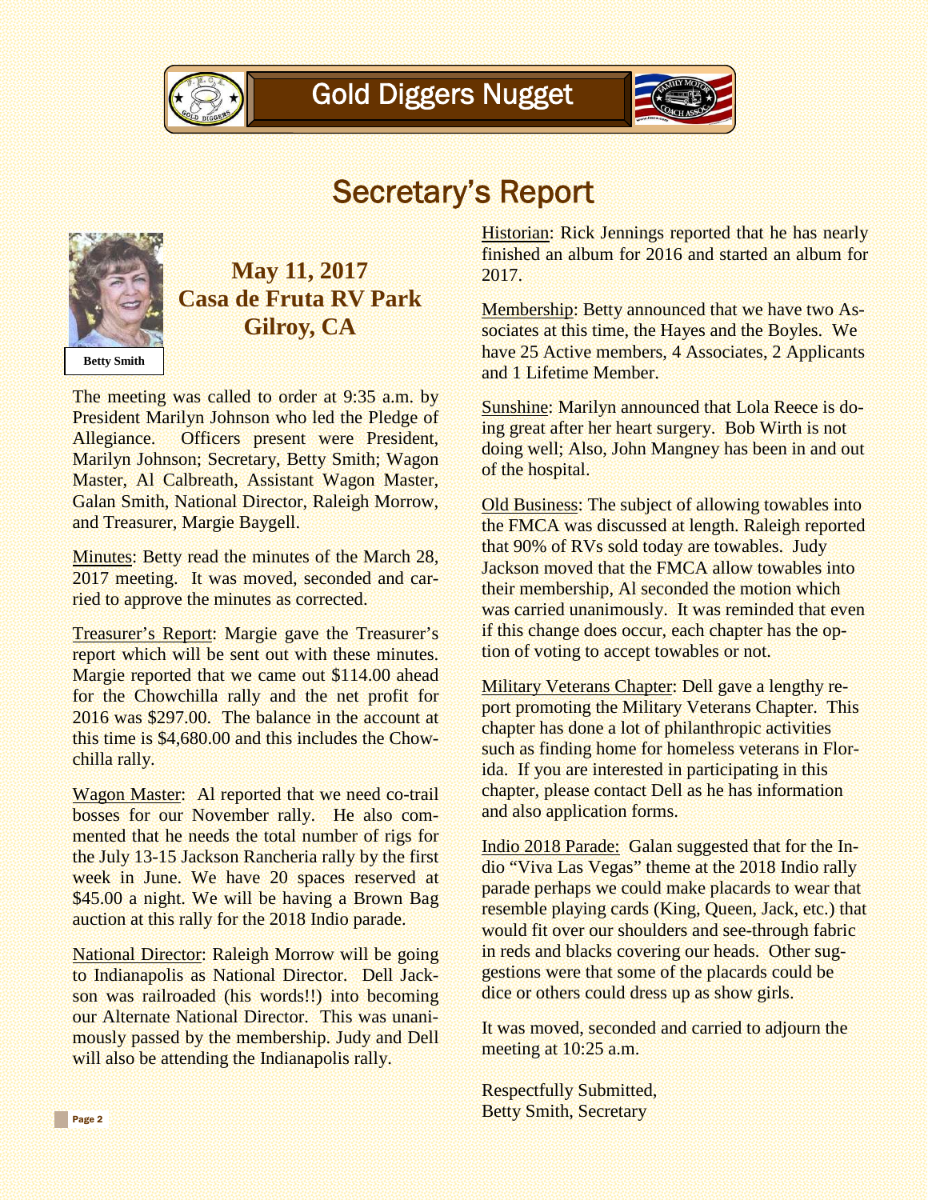# Secretary's Report

Betty Smith

## May 11, 2017
## Casa de Fruta RV Park
## Gilroy, CA

The meeting was called to order at 9:35 a.m. by President Marilyn Johnson who led the Pledge of Allegiance. Officers present were President, Marilyn Johnson; Secretary, Betty Smith; Wagon Master, Al Calbreath, Assistant Wagon Master, Galan Smith, National Director, Raleigh Morrow, and Treasurer, Margie Baygell.

Minutes: Betty read the minutes of the March 28, 2017 meeting. It was moved, seconded and carried to approve the minutes as corrected.

Treasurer's Report: Margie gave the Treasurer's report which will be sent out with these minutes. Margie reported that we came out $114.00 ahead for the Chowchilla rally and the net profit for 2016 was $297.00. The balance in the account at this time is $4,680.00 and this includes the Chowchilla rally.

Wagon Master: Al reported that we need co-trail bosses for our November rally. He also commented that he needs the total number of rigs for the July 13-15 Jackson Rancheria rally by the first week in June. We have 20 spaces reserved at $45.00 a night. We will be having a Brown Bag auction at this rally for the 2018 Indio parade.

National Director: Raleigh Morrow will be going to Indianapolis as National Director. Dell Jackson was railroaded (his words!!) into becoming our Alternate National Director. This was unanimously passed by the membership. Judy and Dell will also be attending the Indianapolis rally.

Historian: Rick Jennings reported that he has nearly finished an album for 2016 and started an album for 2017.

Membership: Betty announced that we have two Associates at this time, the Hayes and the Boyles. We have 25 Active members, 4 Associates, 2 Applicants and 1 Lifetime Member.

Sunshine: Marilyn announced that Lola Reece is doing great after her heart surgery. Bob Wirth is not doing well; Also, John Mangney has been in and out of the hospital.

Old Business: The subject of allowing towables into the FMCA was discussed at length. Raleigh reported that 90% of RVs sold today are towables. Judy Jackson moved that the FMCA allow towables into their membership, Al seconded the motion which was carried unanimously. It was reminded that even if this change does occur, each chapter has the option of voting to accept towables or not.

Military Veterans Chapter: Dell gave a lengthy report promoting the Military Veterans Chapter. This chapter has done a lot of philanthropic activities such as finding home for homeless veterans in Florida. If you are interested in participating in this chapter, please contact Dell as he has information and also application forms.

Indio 2018 Parade: Galan suggested that for the Indio "Viva Las Vegas" theme at the 2018 Indio rally parade perhaps we could make placards to wear that resemble playing cards (King, Queen, Jack, etc.) that would fit over our shoulders and see-through fabric in reds and blacks covering our heads. Other suggestions were that some of the placards could be dice or others could dress up as show girls.

It was moved, seconded and carried to adjourn the meeting at 10:25 a.m.

Respectfully Submitted,
Betty Smith, Secretary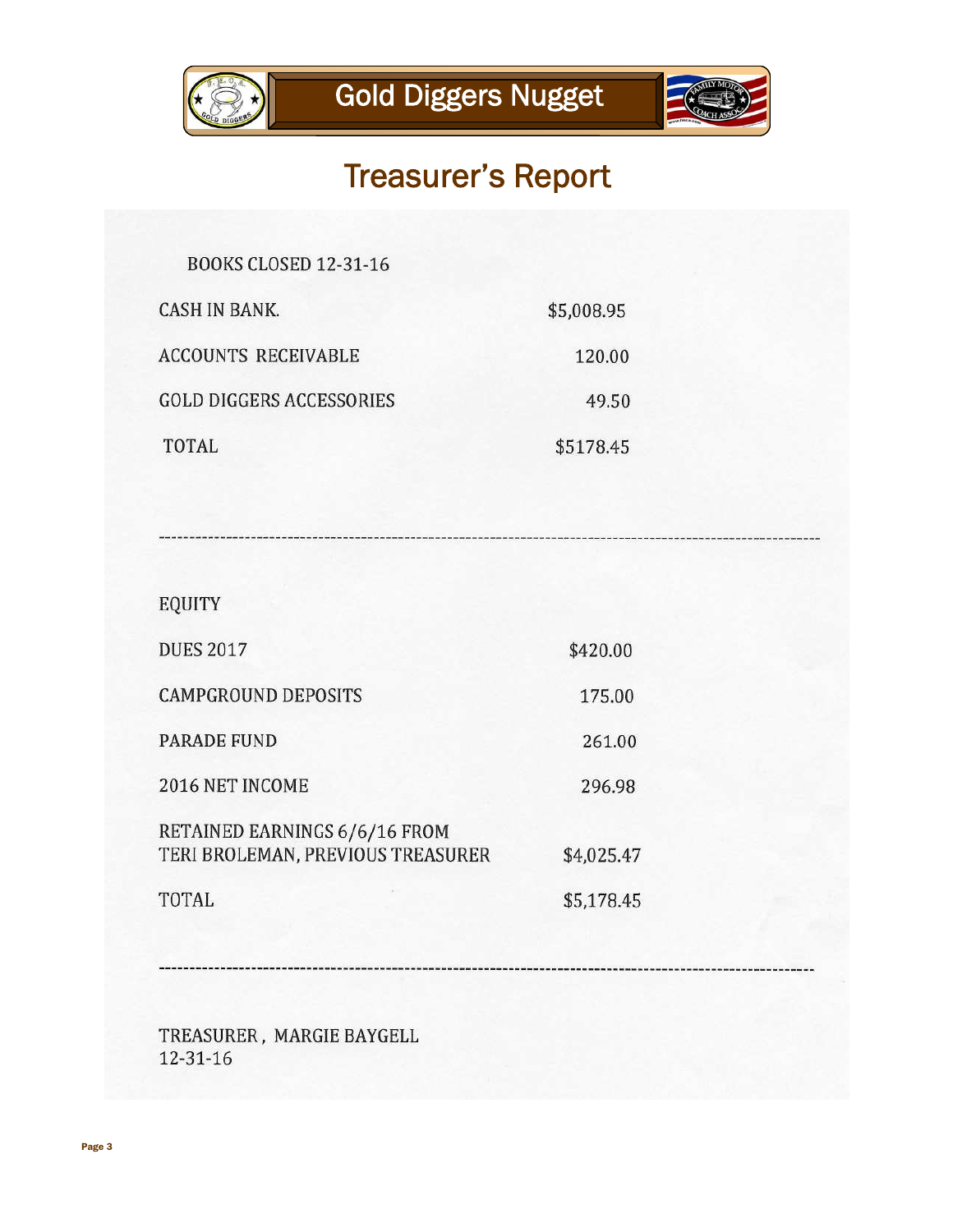# Gold Diggers Nugget

## Treasurer's Report

BOOKS CLOSED 12-31-16

| | |
|---|---|
| CASH IN BANK. | $5,008.95 |
| ACCOUNTS RECEIVABLE | 120.00 |
| GOLD DIGGERS ACCESSORIES | 49.50 |
| TOTAL | $5178.45 |

---

EQUITY

| | |
|---|---|
| DUES 2017 | $420.00 |
| CAMPGROUND DEPOSITS | 175.00 |
| PARADE FUND | 261.00 |
| 2016 NET INCOME | 296.98 |
| RETAINED EARNINGS 6/6/16 FROM TERI BROLEMAN, PREVIOUS TREASURER | $4,025.47 |
| TOTAL | $5,178.45 |

---

TREASURER , MARGIE BAYGELL
12-31-16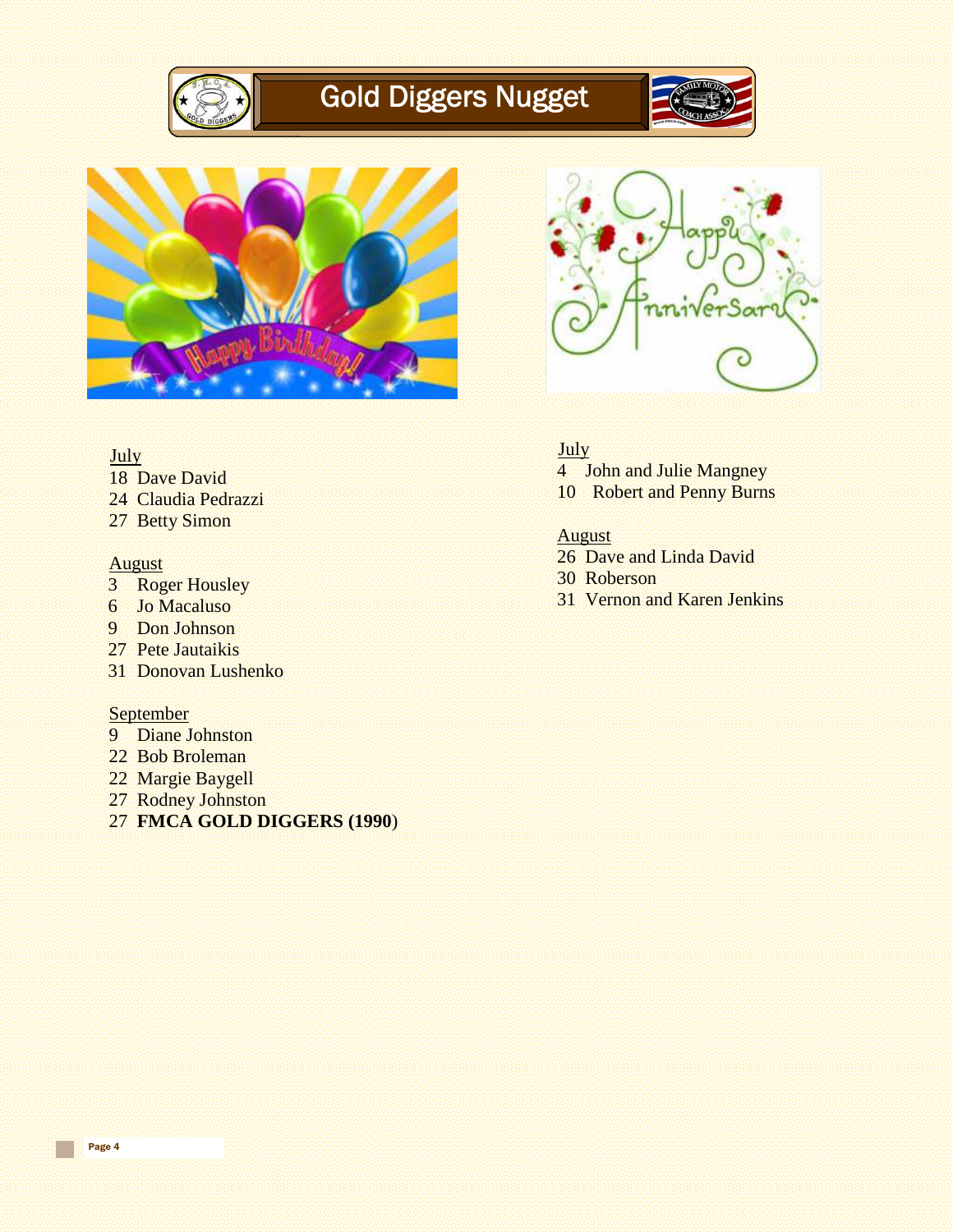# Gold Diggers Nugget

## Happy Birthday!

<u>July</u>

18 Dave David
24 Claudia Pedrazzi
27 Betty Simon

<u>August</u>

3 Roger Housley
6 Jo Macaluso
9 Don Johnson
27 Pete Jautaikis
31 Donovan Lushenko

<u>September</u>

9 Diane Johnston
22 Bob Broleman
22 Margie Baygell
27 Rodney Johnston
27 **FMCA GOLD DIGGERS (1990**)

## Happy Anniversary

<u>July</u>

4 John and Julie Mangney
10 Robert and Penny Burns

<u>August</u>

26 Dave and Linda David
30 Roberson
31 Vernon and Karen Jenkins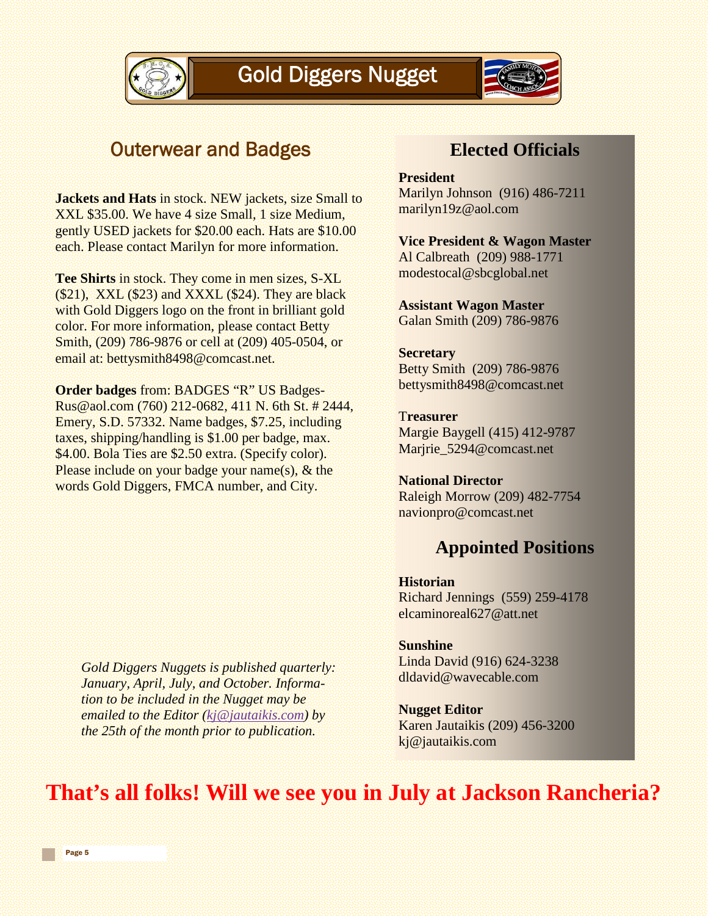# Gold Diggers Nugget

## Outerwear and Badges

**Jackets and Hats** in stock. NEW jackets, size Small to XXL $35.00. We have 4 size Small, 1 size Medium, gently USED jackets for $20.00 each. Hats are $10.00 each. Please contact Marilyn for more information.

**Tee Shirts** in stock. They come in men sizes, S-XL ($21), XXL ($23) and XXXL ($24). They are black with Gold Diggers logo on the front in brilliant gold color. For more information, please contact Betty Smith, (209) 786-9876 or cell at (209) 405-0504, or email at: bettysmith8498@comcast.net.

**Order badges** from: BADGES "R" US Badges-Rus@aol.com (760) 212-0682, 411 N. 6th St. # 2444, Emery, S.D. 57332. Name badges, $7.25, including taxes, shipping/handling is $1.00 per badge, max. $4.00. Bola Ties are $2.50 extra. (Specify color). Please include on your badge your name(s), & the words Gold Diggers, FMCA number, and City.

*Gold Diggers Nuggets is published quarterly: January, April, July, and October. Information to be included in the Nugget may be emailed to the Editor (kj@jautaikis.com) by the 25th of the month prior to publication.*

## Elected Officials

**President**
Marilyn Johnson (916) 486-7211
marilyn19z@aol.com

**Vice President & Wagon Master**
Al Calbreath (209) 988-1771
modestocal@sbcglobal.net

**Assistant Wagon Master**
Galan Smith (209) 786-9876

**Secretary**
Betty Smith (209) 786-9876
bettysmith8498@comcast.net

**Treasurer**
Margie Baygell (415) 412-9787
Marjrie_5294@comcast.net

**National Director**
Raleigh Morrow (209) 482-7754
navionpro@comcast.net

## Appointed Positions

**Historian**
Richard Jennings (559) 259-4178
elcaminoreal627@att.net

**Sunshine**
Linda David (916) 624-3238
dldavid@wavecable.com

**Nugget Editor**
Karen Jautaikis (209) 456-3200
kj@jautaikis.com

**That's all folks! Will we see you in July at Jackson Rancheria?**